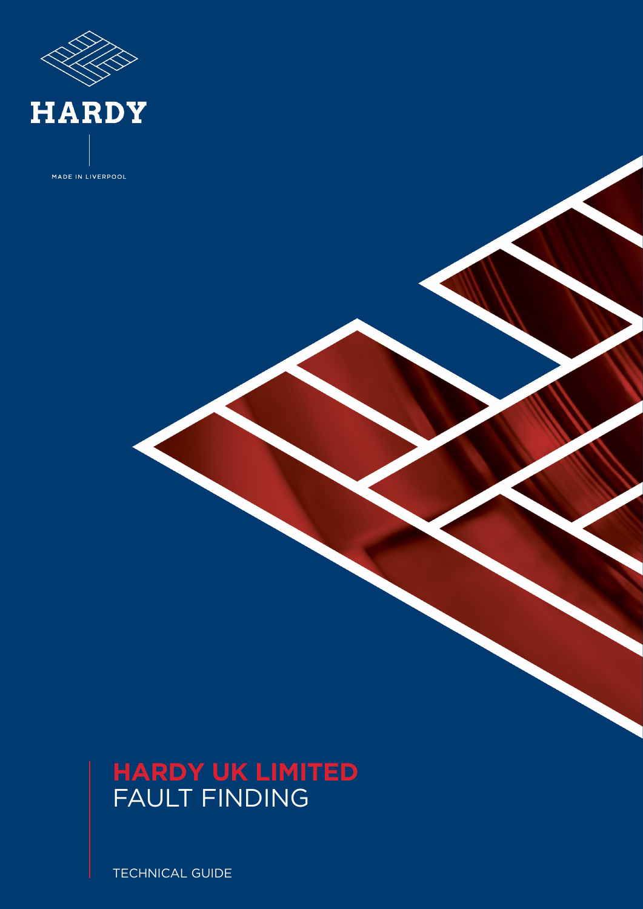HARDY

MADE IN LIVERPOOL

# HARDY UK LIMITED
## FAULT FINDING

TECHNICAL GUIDE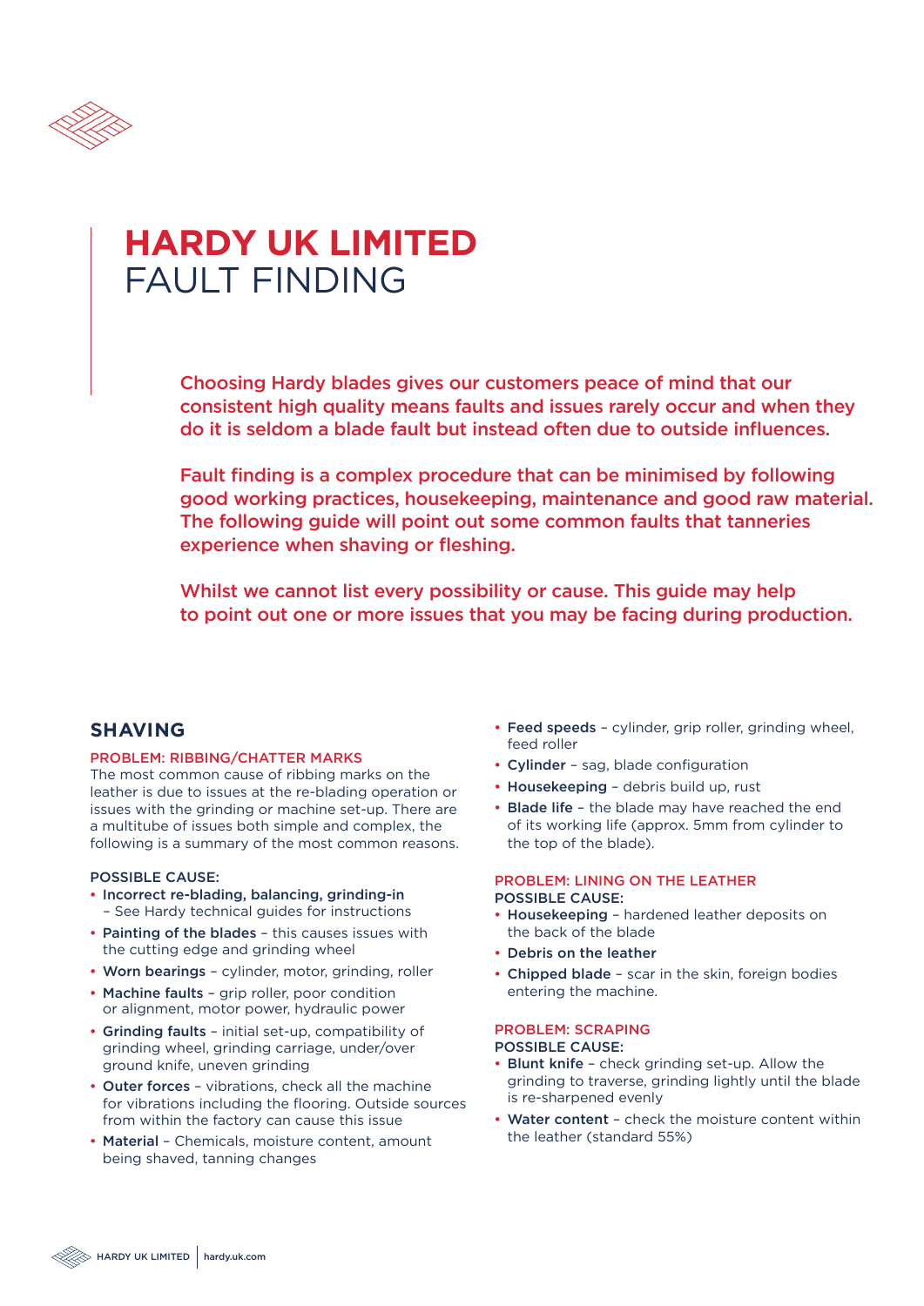# HARDY UK LIMITED
FAULT FINDING

Choosing Hardy blades gives our customers peace of mind that our consistent high quality means faults and issues rarely occur and when they do it is seldom a blade fault but instead often due to outside influences.

Fault finding is a complex procedure that can be minimised by following good working practices, housekeeping, maintenance and good raw material. The following guide will point out some common faults that tanneries experience when shaving or fleshing.

Whilst we cannot list every possibility or cause. This guide may help to point out one or more issues that you may be facing during production.

## SHAVING

### PROBLEM: RIBBING/CHATTER MARKS

The most common cause of ribbing marks on the leather is due to issues at the re-blading operation or issues with the grinding or machine set-up. There are a multitube of issues both simple and complex, the following is a summary of the most common reasons.

POSSIBLE CAUSE:

- **Incorrect re-blading, balancing, grinding-in** – See Hardy technical guides for instructions
- **Painting of the blades** – this causes issues with the cutting edge and grinding wheel
- **Worn bearings** – cylinder, motor, grinding, roller
- **Machine faults** – grip roller, poor condition or alignment, motor power, hydraulic power
- **Grinding faults** – initial set-up, compatibility of grinding wheel, grinding carriage, under/over ground knife, uneven grinding
- **Outer forces** – vibrations, check all the machine for vibrations including the flooring. Outside sources from within the factory can cause this issue
- **Material** – Chemicals, moisture content, amount being shaved, tanning changes
- **Feed speeds** – cylinder, grip roller, grinding wheel, feed roller
- **Cylinder** – sag, blade configuration
- **Housekeeping** – debris build up, rust
- **Blade life** – the blade may have reached the end of its working life (approx. 5mm from cylinder to the top of the blade).

### PROBLEM: LINING ON THE LEATHER

POSSIBLE CAUSE:

- **Housekeeping** – hardened leather deposits on the back of the blade
- **Debris on the leather**
- **Chipped blade** – scar in the skin, foreign bodies entering the machine.

### PROBLEM: SCRAPING

POSSIBLE CAUSE:

- **Blunt knife** – check grinding set-up. Allow the grinding to traverse, grinding lightly until the blade is re-sharpened evenly
- **Water content** – check the moisture content within the leather (standard 55%)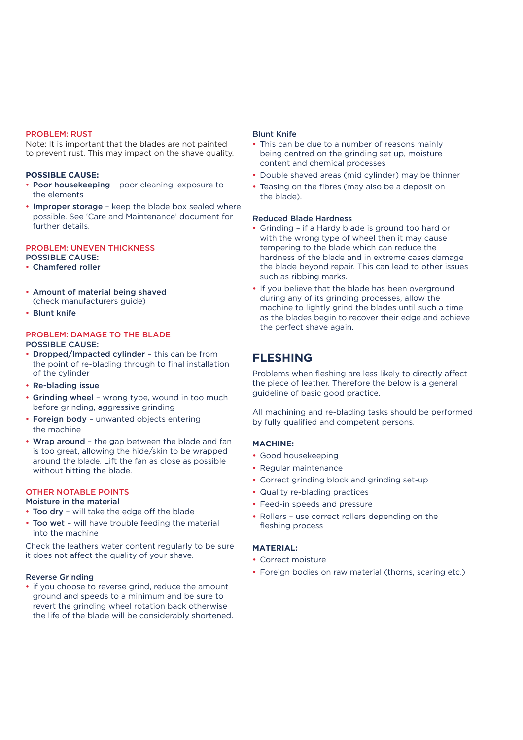### PROBLEM: RUST

Note: It is important that the blades are not painted to prevent rust. This may impact on the shave quality.

**POSSIBLE CAUSE:**

- **Poor housekeeping** – poor cleaning, exposure to the elements
- **Improper storage** – keep the blade box sealed where possible. See 'Care and Maintenance' document for further details.

### PROBLEM: UNEVEN THICKNESS

**POSSIBLE CAUSE:**

- **Chamfered roller**
- **Amount of material being shaved** (check manufacturers guide)
- **Blunt knife**

### PROBLEM: DAMAGE TO THE BLADE

**POSSIBLE CAUSE:**

- **Dropped/Impacted cylinder** – this can be from the point of re-blading through to final installation of the cylinder
- **Re-blading issue**
- **Grinding wheel** – wrong type, wound in too much before grinding, aggressive grinding
- **Foreign body** – unwanted objects entering the machine
- **Wrap around** – the gap between the blade and fan is too great, allowing the hide/skin to be wrapped around the blade. Lift the fan as close as possible without hitting the blade.

### OTHER NOTABLE POINTS

**Moisture in the material**

- **Too dry** – will take the edge off the blade
- **Too wet** – will have trouble feeding the material into the machine

Check the leathers water content regularly to be sure it does not affect the quality of your shave.

**Reverse Grinding**

- if you choose to reverse grind, reduce the amount ground and speeds to a minimum and be sure to revert the grinding wheel rotation back otherwise the life of the blade will be considerably shortened.

**Blunt Knife**

- This can be due to a number of reasons mainly being centred on the grinding set up, moisture content and chemical processes
- Double shaved areas (mid cylinder) may be thinner
- Teasing on the fibres (may also be a deposit on the blade).

**Reduced Blade Hardness**

- Grinding – if a Hardy blade is ground too hard or with the wrong type of wheel then it may cause tempering to the blade which can reduce the hardness of the blade and in extreme cases damage the blade beyond repair. This can lead to other issues such as ribbing marks.
- If you believe that the blade has been overground during any of its grinding processes, allow the machine to lightly grind the blades until such a time as the blades begin to recover their edge and achieve the perfect shave again.

## FLESHING

Problems when fleshing are less likely to directly affect the piece of leather. Therefore the below is a general guideline of basic good practice.

All machining and re-blading tasks should be performed by fully qualified and competent persons.

**MACHINE:**

- Good housekeeping
- Regular maintenance
- Correct grinding block and grinding set-up
- Quality re-blading practices
- Feed-in speeds and pressure
- Rollers – use correct rollers depending on the fleshing process

**MATERIAL:**

- Correct moisture
- Foreign bodies on raw material (thorns, scaring etc.)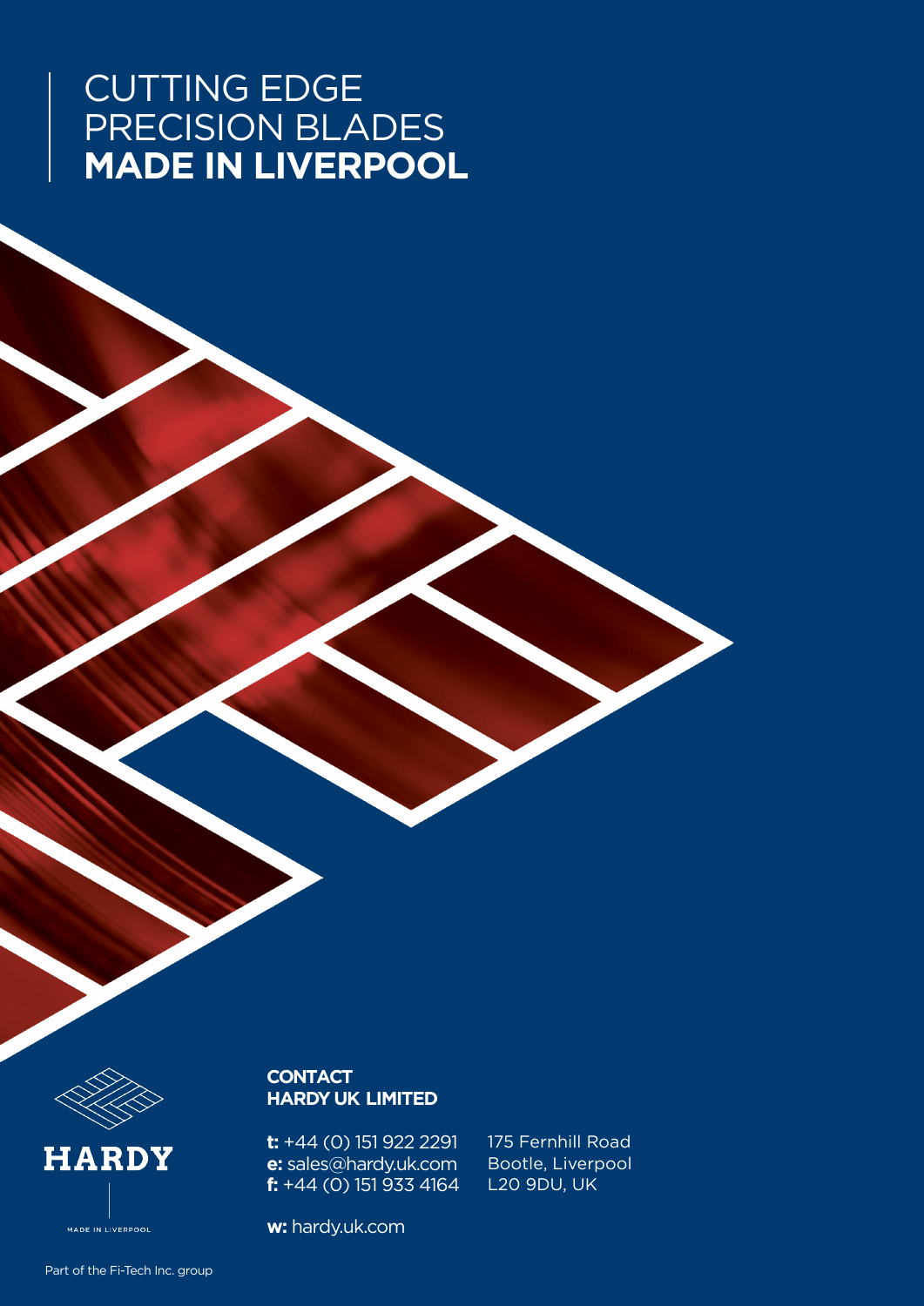# CUTTING EDGE PRECISION BLADES **MADE IN LIVERPOOL**

HARDY

MADE IN LIVERPOOL

**CONTACT**
**HARDY UK LIMITED**

**t:** +44 (0) 151 922 2291
**e:** sales@hardy.uk.com
**f:** +44 (0) 151 933 4164

175 Fernhill Road
Bootle, Liverpool
L20 9DU, UK

**w:** hardy.uk.com

Part of the Fi-Tech Inc. group